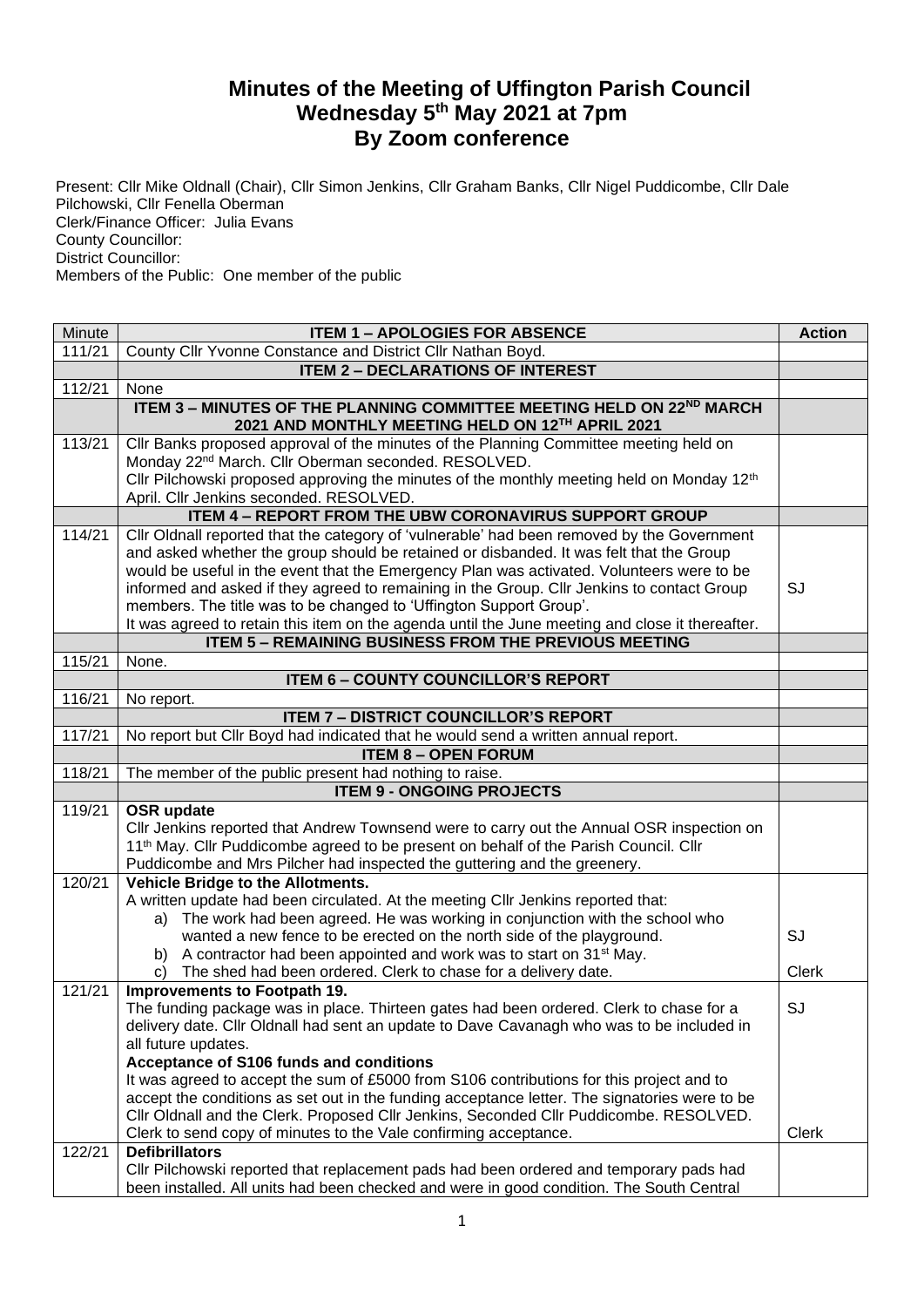# Minutes of the Meeting of Uffington Parish Council
# Wednesday 5th May 2021 at 7pm
# By Zoom conference

Present: Cllr Mike Oldnall (Chair), Cllr Simon Jenkins, Cllr Graham Banks, Cllr Nigel Puddicombe, Cllr Dale Pilchowski, Cllr Fenella Oberman
Clerk/Finance Officer: Julia Evans
County Councillor:
District Councillor:
Members of the Public: One member of the public

| Minute | ITEM 1 – APOLOGIES FOR ABSENCE | Action |
|---|---|---|
| 111/21 | County Cllr Yvonne Constance and District Cllr Nathan Boyd. | |
| | **ITEM 2 – DECLARATIONS OF INTEREST** | |
| 112/21 | None | |
| | **ITEM 3 – MINUTES OF THE PLANNING COMMITTEE MEETING HELD ON 22ND MARCH 2021 AND MONTHLY MEETING HELD ON 12TH APRIL 2021** | |
| 113/21 | Cllr Banks proposed approval of the minutes of the Planning Committee meeting held on Monday 22nd March. Cllr Oberman seconded. RESOLVED.<br>Cllr Pilchowski proposed approving the minutes of the monthly meeting held on Monday 12th April. Cllr Jenkins seconded. RESOLVED. | |
| | **ITEM 4 – REPORT FROM THE UBW CORONAVIRUS SUPPORT GROUP** | |
| 114/21 | Cllr Oldnall reported that the category of 'vulnerable' had been removed by the Government and asked whether the group should be retained or disbanded. It was felt that the Group would be useful in the event that the Emergency Plan was activated. Volunteers were to be informed and asked if they agreed to remaining in the Group. Cllr Jenkins to contact Group members. The title was to be changed to 'Uffington Support Group'.<br>It was agreed to retain this item on the agenda until the June meeting and close it thereafter. | SJ |
| | **ITEM 5 – REMAINING BUSINESS FROM THE PREVIOUS MEETING** | |
| 115/21 | None. | |
| | **ITEM 6 – COUNTY COUNCILLOR'S REPORT** | |
| 116/21 | No report. | |
| | **ITEM 7 – DISTRICT COUNCILLOR'S REPORT** | |
| 117/21 | No report but Cllr Boyd had indicated that he would send a written annual report. | |
| | **ITEM 8 – OPEN FORUM** | |
| 118/21 | The member of the public present had nothing to raise. | |
| | **ITEM 9 - ONGOING PROJECTS** | |
| 119/21 | **OSR update**<br>Cllr Jenkins reported that Andrew Townsend were to carry out the Annual OSR inspection on 11th May. Cllr Puddicombe agreed to be present on behalf of the Parish Council. Cllr Puddicombe and Mrs Pilcher had inspected the guttering and the greenery. | |
| 120/21 | **Vehicle Bridge to the Allotments.**<br>A written update had been circulated. At the meeting Cllr Jenkins reported that:<br>a) The work had been agreed. He was working in conjunction with the school who wanted a new fence to be erected on the north side of the playground.<br>b) A contractor had been appointed and work was to start on 31st May.<br>c) The shed had been ordered. Clerk to chase for a delivery date. | SJ<br><br>Clerk |
| 121/21 | **Improvements to Footpath 19.**<br>The funding package was in place. Thirteen gates had been ordered. Clerk to chase for a delivery date. Cllr Oldnall had sent an update to Dave Cavanagh who was to be included in all future updates.<br>**Acceptance of S106 funds and conditions**<br>It was agreed to accept the sum of £5000 from S106 contributions for this project and to accept the conditions as set out in the funding acceptance letter. The signatories were to be Cllr Oldnall and the Clerk. Proposed Cllr Jenkins, Seconded Cllr Puddicombe. RESOLVED.<br>Clerk to send copy of minutes to the Vale confirming acceptance. | SJ<br><br><br><br><br>Clerk |
| 122/21 | **Defibrillators**<br>Cllr Pilchowski reported that replacement pads had been ordered and temporary pads had been installed. All units had been checked and were in good condition. The South Central | |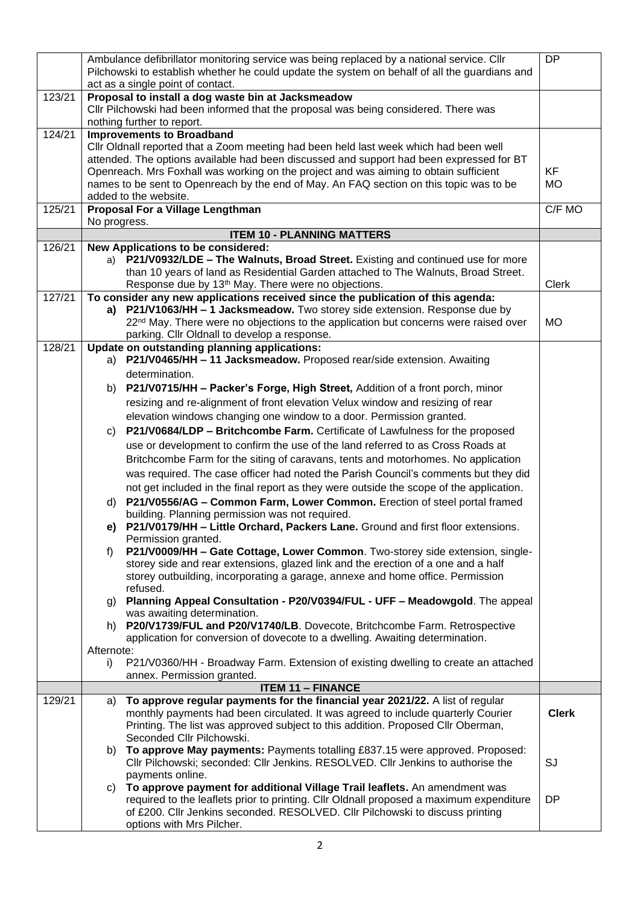| | | |
|---|---|---|
| | Ambulance defibrillator monitoring service was being replaced by a national service. Cllr Pilchowski to establish whether he could update the system on behalf of all the guardians and act as a single point of contact. | DP |
| 123/21 | **Proposal to install a dog waste bin at Jacksmeadow**<br>Cllr Pilchowski had been informed that the proposal was being considered. There was nothing further to report. | |
| 124/21 | **Improvements to Broadband**<br>Cllr Oldnall reported that a Zoom meeting had been held last week which had been well attended. The options available had been discussed and support had been expressed for BT Openreach. Mrs Foxhall was working on the project and was aiming to obtain sufficient names to be sent to Openreach by the end of May. An FAQ section on this topic was to be added to the website. | KF<br>MO |
| 125/21 | **Proposal For a Village Lengthman**<br>No progress. | C/F MO |
| | **ITEM 10 - PLANNING MATTERS** | |
| 126/21 | **New Applications to be considered:**<br>a) **P21/V0932/LDE – The Walnuts, Broad Street.** Existing and continued use for more than 10 years of land as Residential Garden attached to The Walnuts, Broad Street. Response due by 13th May. There were no objections. | Clerk |
| 127/21 | **To consider any new applications received since the publication of this agenda:**<br>**a) P21/V1063/HH – 1 Jacksmeadow.** Two storey side extension. Response due by 22nd May. There were no objections to the application but concerns were raised over parking. Cllr Oldnall to develop a response. | MO |
| 128/21 | **Update on outstanding planning applications:**<br>a) **P21/V0465/HH – 11 Jacksmeadow.** Proposed rear/side extension. Awaiting determination.<br>b) **P21/V0715/HH – Packer's Forge, High Street,** Addition of a front porch, minor resizing and re-alignment of front elevation Velux window and resizing of rear elevation windows changing one window to a door. Permission granted.<br>c) **P21/V0684/LDP – Britchcombe Farm.** Certificate of Lawfulness for the proposed use or development to confirm the use of the land referred to as Cross Roads at Britchcombe Farm for the siting of caravans, tents and motorhomes. No application was required. The case officer had noted the Parish Council's comments but they did not get included in the final report as they were outside the scope of the application.<br>d) **P21/V0556/AG – Common Farm, Lower Common.** Erection of steel portal framed building. Planning permission was not required.<br>**e) P21/V0179/HH – Little Orchard, Packers Lane.** Ground and first floor extensions. Permission granted.<br>f) **P21/V0009/HH – Gate Cottage, Lower Common**. Two-storey side extension, single-storey side and rear extensions, glazed link and the erection of a one and a half storey outbuilding, incorporating a garage, annexe and home office. Permission refused.<br>g) **Planning Appeal Consultation - P20/V0394/FUL - UFF – Meadowgold**. The appeal was awaiting determination.<br>h) **P20/V1739/FUL and P20/V1740/LB**. Dovecote, Britchcombe Farm. Retrospective application for conversion of dovecote to a dwelling. Awaiting determination.<br>Afternote:<br>i) P21/V0360/HH - Broadway Farm. Extension of existing dwelling to create an attached annex. Permission granted. | |
| | **ITEM 11 – FINANCE** | |
| 129/21 | a) **To approve regular payments for the financial year 2021/22.** A list of regular monthly payments had been circulated. It was agreed to include quarterly Courier Printing. The list was approved subject to this addition. Proposed Cllr Oberman, Seconded Cllr Pilchowski.<br>b) **To approve May payments:** Payments totalling £837.15 were approved. Proposed: Cllr Pilchowski; seconded: Cllr Jenkins. RESOLVED. Cllr Jenkins to authorise the payments online.<br>c) **To approve payment for additional Village Trail leaflets.** An amendment was required to the leaflets prior to printing. Cllr Oldnall proposed a maximum expenditure of £200. Cllr Jenkins seconded. RESOLVED. Cllr Pilchowski to discuss printing options with Mrs Pilcher. | **Clerk**<br><br>SJ<br><br>DP |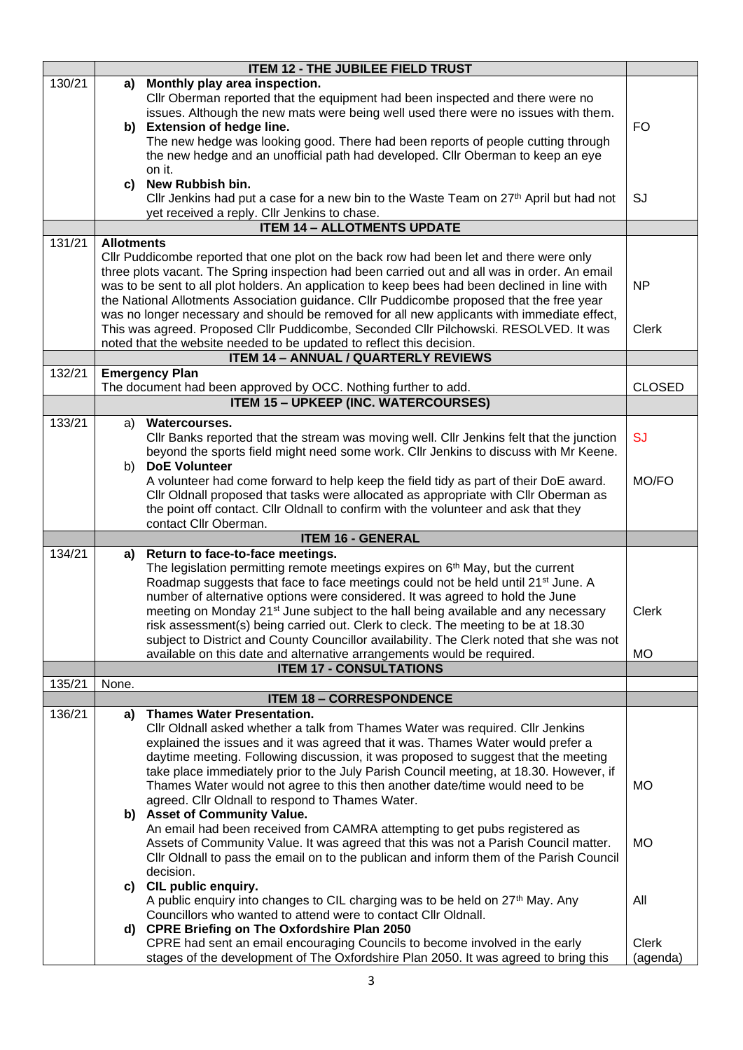| | ITEM 12 - THE JUBILEE FIELD TRUST | |
|---|---|---|
| 130/21 | **a) Monthly play area inspection.**<br>Cllr Oberman reported that the equipment had been inspected and there were no issues. Although the new mats were being well used there were no issues with them.<br>**b) Extension of hedge line.**<br>The new hedge was looking good. There had been reports of people cutting through the new hedge and an unofficial path had developed. Cllr Oberman to keep an eye on it.<br>**c) New Rubbish bin.**<br>Cllr Jenkins had put a case for a new bin to the Waste Team on 27th April but had not yet received a reply. Cllr Jenkins to chase. | FO<br><br>SJ |
| | **ITEM 14 – ALLOTMENTS UPDATE** | |
| 131/21 | **Allotments**<br>Cllr Puddicombe reported that one plot on the back row had been let and there were only three plots vacant. The Spring inspection had been carried out and all was in order. An email was to be sent to all plot holders. An application to keep bees had been declined in line with the National Allotments Association guidance. Cllr Puddicombe proposed that the free year was no longer necessary and should be removed for all new applicants with immediate effect, This was agreed. Proposed Cllr Puddicombe, Seconded Cllr Pilchowski. RESOLVED. It was noted that the website needed to be updated to reflect this decision. | NP<br><br>Clerk |
| | **ITEM 14 – ANNUAL / QUARTERLY REVIEWS** | |
| 132/21 | **Emergency Plan**<br>The document had been approved by OCC. Nothing further to add. | CLOSED |
| | **ITEM 15 – UPKEEP (INC. WATERCOURSES)** | |
| 133/21 | a) **Watercourses.**<br>Cllr Banks reported that the stream was moving well. Cllr Jenkins felt that the junction beyond the sports field might need some work. Cllr Jenkins to discuss with Mr Keene.<br>b) **DoE Volunteer**<br>A volunteer had come forward to help keep the field tidy as part of their DoE award. Cllr Oldnall proposed that tasks were allocated as appropriate with Cllr Oberman as the point off contact. Cllr Oldnall to confirm with the volunteer and ask that they contact Cllr Oberman. | SJ<br><br>MO/FO |
| | **ITEM 16 - GENERAL** | |
| 134/21 | **a) Return to face-to-face meetings.**<br>The legislation permitting remote meetings expires on 6th May, but the current Roadmap suggests that face to face meetings could not be held until 21st June. A number of alternative options were considered. It was agreed to hold the June meeting on Monday 21st June subject to the hall being available and any necessary risk assessment(s) being carried out. Clerk to check. The meeting to be at 18.30 subject to District and County Councillor availability. The Clerk noted that she was not available on this date and alternative arrangements would be required. | Clerk<br><br>MO |
| | **ITEM 17 - CONSULTATIONS** | |
| 135/21 | None. | |
| | **ITEM 18 – CORRESPONDENCE** | |
| 136/21 | **a) Thames Water Presentation.**<br>Cllr Oldnall asked whether a talk from Thames Water was required. Cllr Jenkins explained the issues and it was agreed that it was. Thames Water would prefer a daytime meeting. Following discussion, it was proposed to suggest that the meeting take place immediately prior to the July Parish Council meeting, at 18.30. However, if Thames Water would not agree to this then another date/time would need to be agreed. Cllr Oldnall to respond to Thames Water.<br>**b) Asset of Community Value.**<br>An email had been received from CAMRA attempting to get pubs registered as Assets of Community Value. It was agreed that this was not a Parish Council matter. Cllr Oldnall to pass the email on to the publican and inform them of the Parish Council decision.<br>**c) CIL public enquiry.**<br>A public enquiry into changes to CIL charging was to be held on 27th May. Any Councillors who wanted to attend were to contact Cllr Oldnall.<br>**d) CPRE Briefing on The Oxfordshire Plan 2050**<br>CPRE had sent an email encouraging Councils to become involved in the early stages of the development of The Oxfordshire Plan 2050. It was agreed to bring this | MO<br><br>MO<br><br>All<br><br>Clerk (agenda) |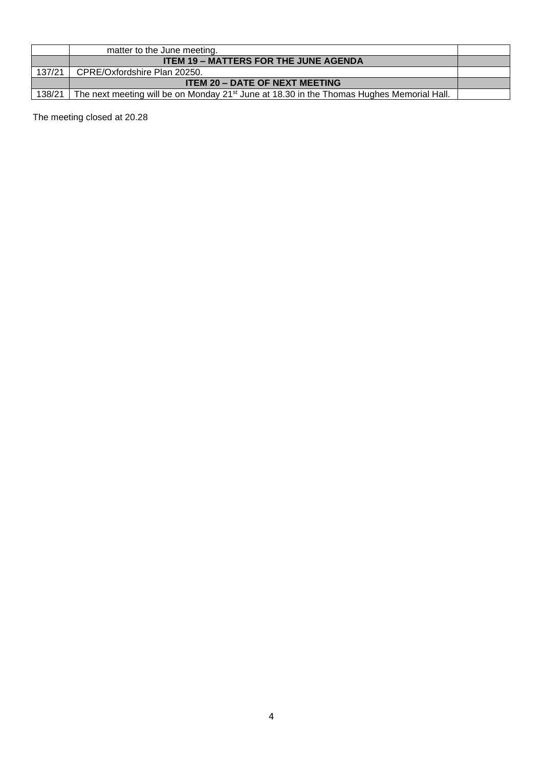| | | |
|---|---|---|
| | matter to the June meeting. | |
| | **ITEM 19 – MATTERS FOR THE JUNE AGENDA** | |
| 137/21 | CPRE/Oxfordshire Plan 20250. | |
| | **ITEM 20 – DATE OF NEXT MEETING** | |
| 138/21 | The next meeting will be on Monday 21st June at 18.30 in the Thomas Hughes Memorial Hall. | |

The meeting closed at 20.28